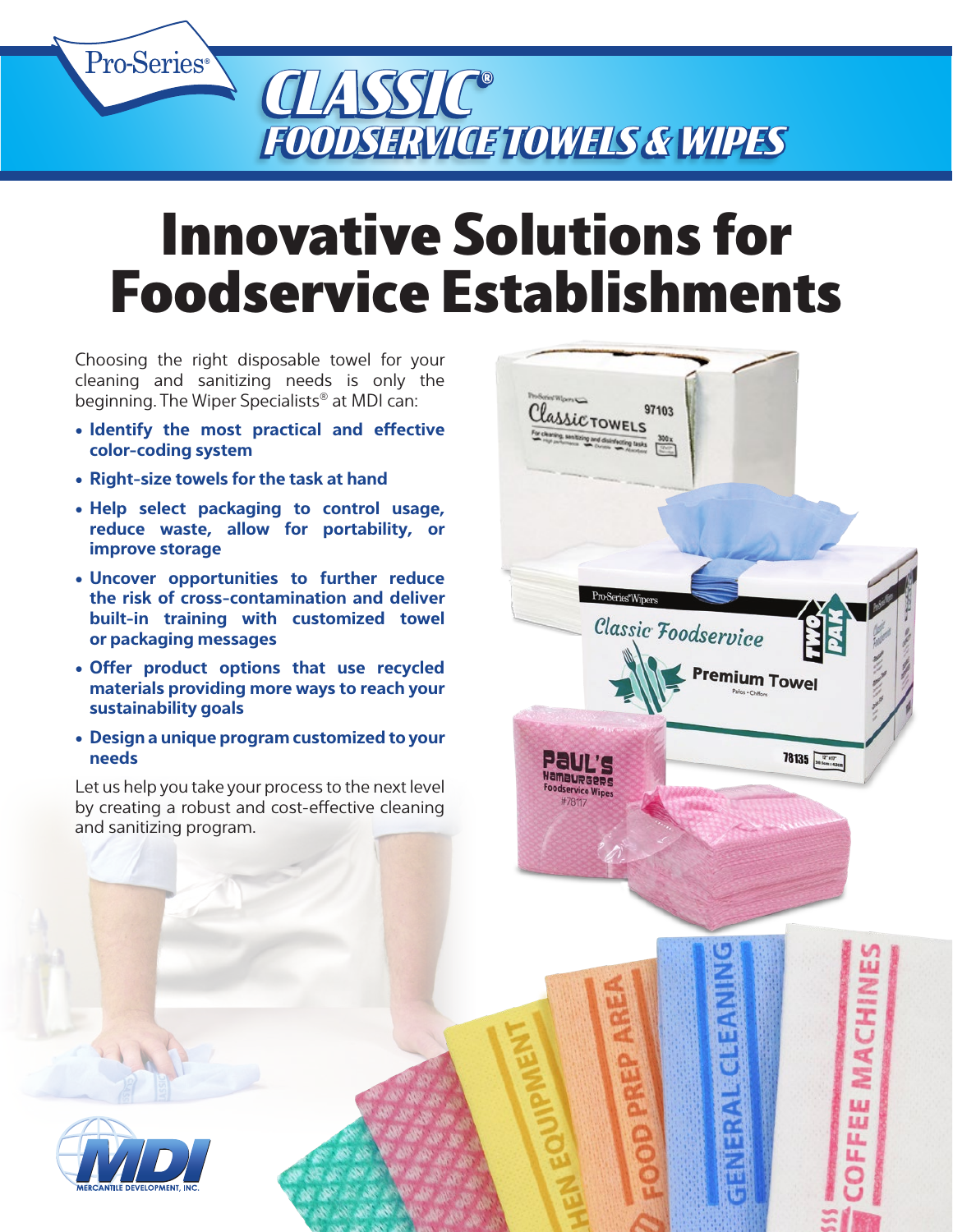Pro-Series®

# CLASSIC® FOODSERVICE TOWELS & WIPES

# Innovative Solutions for Foodservice Establishments

Choosing the right disposable towel for your cleaning and sanitizing needs is only the beginning. The Wiper Specialists® at MDI can:

- **Identify the most practical and effective color-coding system**
- **Right-size towels for the task at hand**
- **Help select packaging to control usage, reduce waste, allow for portability, or improve storage**
- **Uncover opportunities to further reduce the risk of cross-contamination and deliver built-in training with customized towel or packaging messages**
- **Offer product options that use recycled materials providing more ways to reach your sustainability goals**
- **Design a unique program customized to your needs**

Let us help you take your process to the next level by creating a robust and cost-effective cleaning and sanitizing program.

MDI MERCANTILE DEVELOPMENT, INC.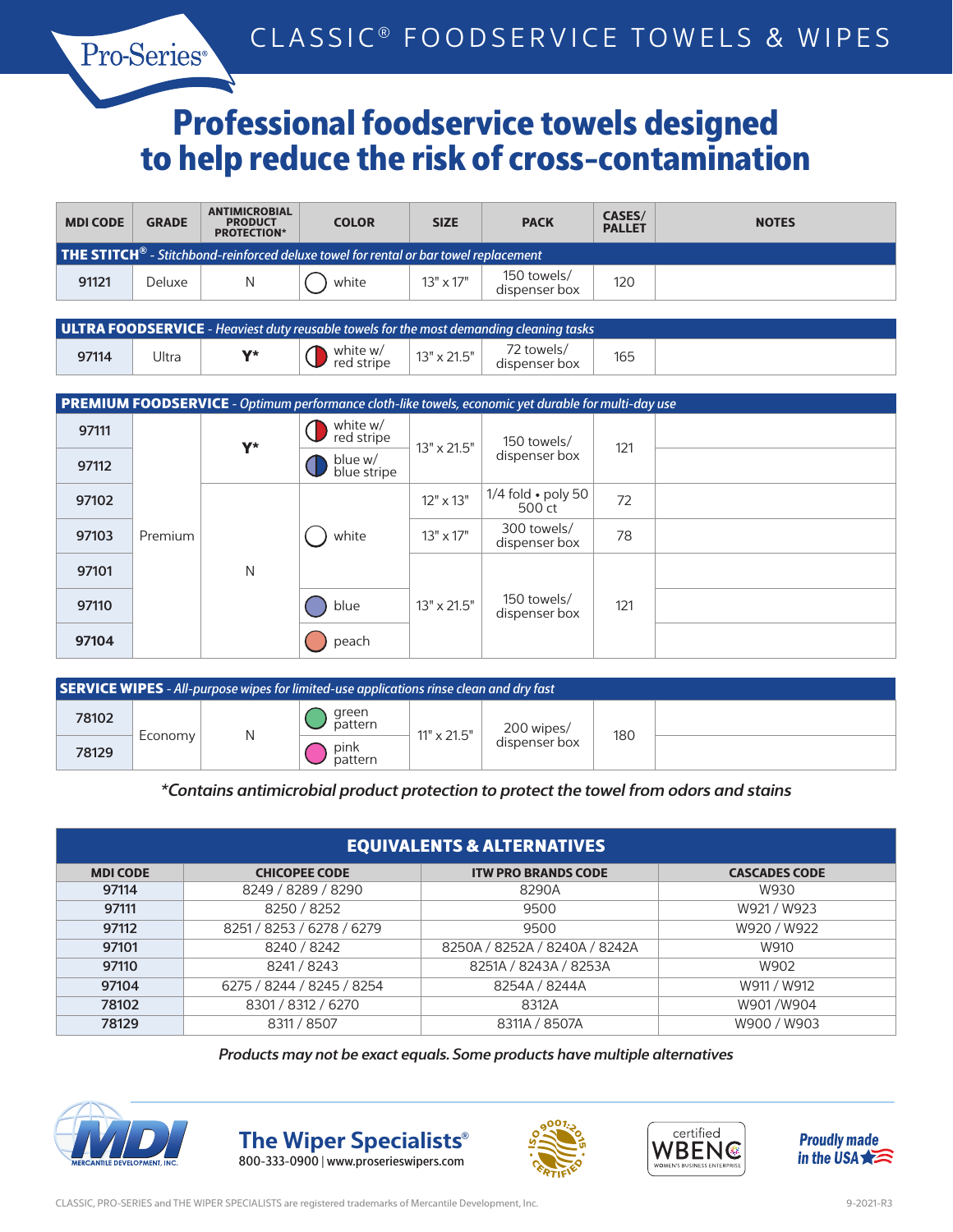Pro-Series®

# CLASSIC® FOODSERVICE TOWELS & WIPES

## Professional foodservice towels designed to help reduce the risk of cross-contamination

| MDI CODE | GRADE | ANTIMICROBIAL PRODUCT PROTECTION* | COLOR | SIZE | PACK | CASES/ PALLET | NOTES |
|---|---|---|---|---|---|---|---|
| **THE STITCH®** - *Stitchbond-reinforced deluxe towel for rental or bar towel replacement* | | | | | | | |
| 91121 | Deluxe | N | white | 13" x 17" | 150 towels/ dispenser box | 120 | |
| **ULTRA FOODSERVICE** - *Heaviest duty reusable towels for the most demanding cleaning tasks* | | | | | | | |
| 97114 | Ultra | Y* | white w/ red stripe | 13" x 21.5" | 72 towels/ dispenser box | 165 | |
| **PREMIUM FOODSERVICE** - *Optimum performance cloth-like towels, economic yet durable for multi-day use* | | | | | | | |
| 97111 | Premium | Y* | white w/ red stripe | 13" x 21.5" | 150 towels/ dispenser box | 121 | |
| 97112 | Premium | Y* | blue w/ blue stripe | 13" x 21.5" | 150 towels/ dispenser box | 121 | |
| 97102 | Premium | N | white | 12" x 13" | 1/4 fold • poly 50 500 ct | 72 | |
| 97103 | Premium | N | white | 13" x 17" | 300 towels/ dispenser box | 78 | |
| 97101 | Premium | N | white | 13" x 21.5" | 150 towels/ dispenser box | 121 | |
| 97110 | Premium | N | blue | 13" x 21.5" | 150 towels/ dispenser box | 121 | |
| 97104 | Premium | N | peach | 13" x 21.5" | 150 towels/ dispenser box | 121 | |
| **SERVICE WIPES** - *All-purpose wipes for limited-use applications rinse clean and dry fast* | | | | | | | |
| 78102 | Economy | N | green pattern | 11" x 21.5" | 200 wipes/ dispenser box | 180 | |
| 78129 | Economy | N | pink pattern | 11" x 21.5" | 200 wipes/ dispenser box | 180 | |

*\*Contains antimicrobial product protection to protect the towel from odors and stains*

## EQUIVALENTS & ALTERNATIVES

| MDI CODE | CHICOPEE CODE | ITW PRO BRANDS CODE | CASCADES CODE |
|---|---|---|---|
| 97114 | 8249 / 8289 / 8290 | 8290A | W930 |
| 97111 | 8250 / 8252 | 9500 | W921 / W923 |
| 97112 | 8251 / 8253 / 6278 / 6279 | 9500 | W920 / W922 |
| 97101 | 8240 / 8242 | 8250A / 8252A / 8240A / 8242A | W910 |
| 97110 | 8241 / 8243 | 8251A / 8243A / 8253A | W902 |
| 97104 | 6275 / 8244 / 8245 / 8254 | 8254A / 8244A | W911 / W912 |
| 78102 | 8301 / 8312 / 6270 | 8312A | W901 /W904 |
| 78129 | 8311 / 8507 | 8311A / 8507A | W900 / W903 |

*Products may not be exact equals. Some products have multiple alternatives*

MDI MERCANTILE DEVELOPMENT, INC.

**The Wiper Specialists®**
800-333-0900 | www.proserieswipers.com

ISO 9001:2015 CERTIFIED

certified WBENC WOMEN'S BUSINESS ENTERPRISE

Proudly made in the USA

CLASSIC, PRO-SERIES and THE WIPER SPECIALISTS are registered trademarks of Mercantile Development, Inc.

9-2021-R3